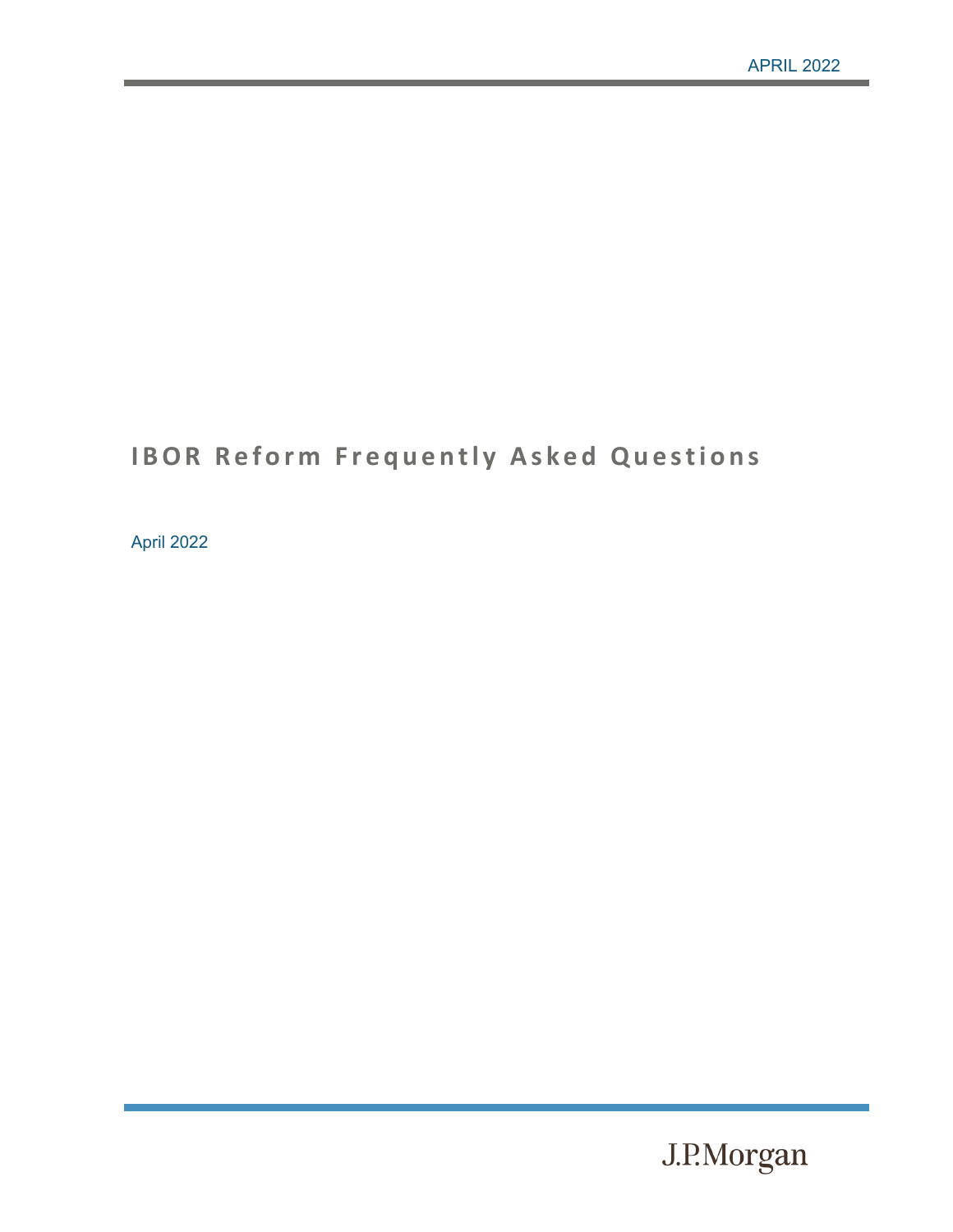# IBOR Reform Frequently Asked Questions

April 2022

J.P.Morgan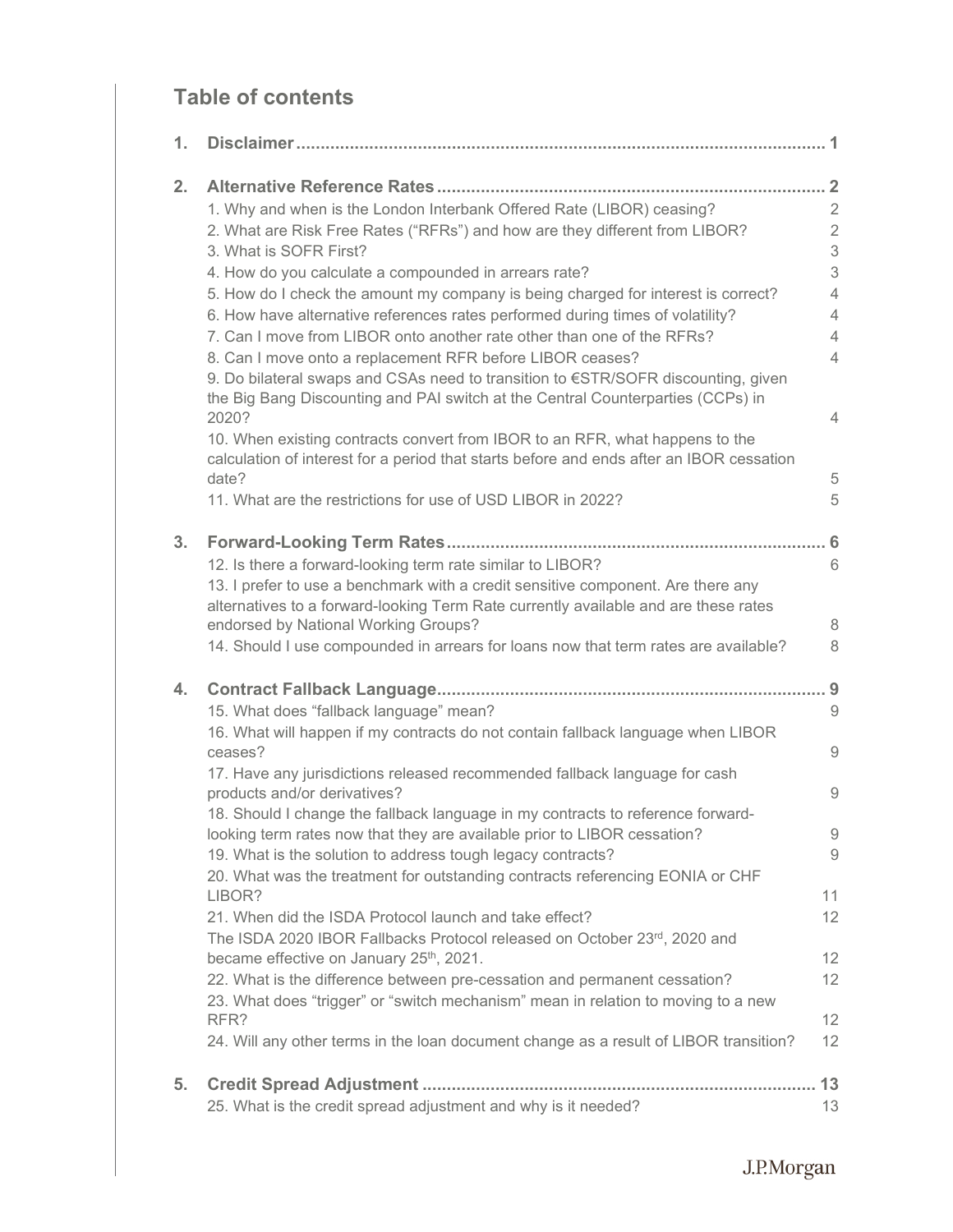## Table of contents

| | | |
|---|---|---|
| **1.** | **Disclaimer** | **1** |
| **2.** | **Alternative Reference Rates** | **2** |
| | 1. Why and when is the London Interbank Offered Rate (LIBOR) ceasing? | 2 |
| | 2. What are Risk Free Rates ("RFRs") and how are they different from LIBOR? | 2 |
| | 3. What is SOFR First? | 3 |
| | 4. How do you calculate a compounded in arrears rate? | 3 |
| | 5. How do I check the amount my company is being charged for interest is correct? | 4 |
| | 6. How have alternative references rates performed during times of volatility? | 4 |
| | 7. Can I move from LIBOR onto another rate other than one of the RFRs? | 4 |
| | 8. Can I move onto a replacement RFR before LIBOR ceases? | 4 |
| | 9. Do bilateral swaps and CSAs need to transition to €STR/SOFR discounting, given the Big Bang Discounting and PAI switch at the Central Counterparties (CCPs) in 2020? | 4 |
| | 10. When existing contracts convert from IBOR to an RFR, what happens to the calculation of interest for a period that starts before and ends after an IBOR cessation date? | 5 |
| | 11. What are the restrictions for use of USD LIBOR in 2022? | 5 |
| **3.** | **Forward-Looking Term Rates** | **6** |
| | 12. Is there a forward-looking term rate similar to LIBOR? | 6 |
| | 13. I prefer to use a benchmark with a credit sensitive component. Are there any alternatives to a forward-looking Term Rate currently available and are these rates endorsed by National Working Groups? | 8 |
| | 14. Should I use compounded in arrears for loans now that term rates are available? | 8 |
| **4.** | **Contract Fallback Language** | **9** |
| | 15. What does "fallback language" mean? | 9 |
| | 16. What will happen if my contracts do not contain fallback language when LIBOR ceases? | 9 |
| | 17. Have any jurisdictions released recommended fallback language for cash products and/or derivatives? | 9 |
| | 18. Should I change the fallback language in my contracts to reference forward-looking term rates now that they are available prior to LIBOR cessation? | 9 |
| | 19. What is the solution to address tough legacy contracts? | 9 |
| | 20. What was the treatment for outstanding contracts referencing EONIA or CHF LIBOR? | 11 |
| | 21. When did the ISDA Protocol launch and take effect? | 12 |
| | The ISDA 2020 IBOR Fallbacks Protocol released on October 23rd, 2020 and became effective on January 25th, 2021. | 12 |
| | 22. What is the difference between pre-cessation and permanent cessation? | 12 |
| | 23. What does "trigger" or "switch mechanism" mean in relation to moving to a new RFR? | 12 |
| | 24. Will any other terms in the loan document change as a result of LIBOR transition? | 12 |
| **5.** | **Credit Spread Adjustment** | **13** |
| | 25. What is the credit spread adjustment and why is it needed? | 13 |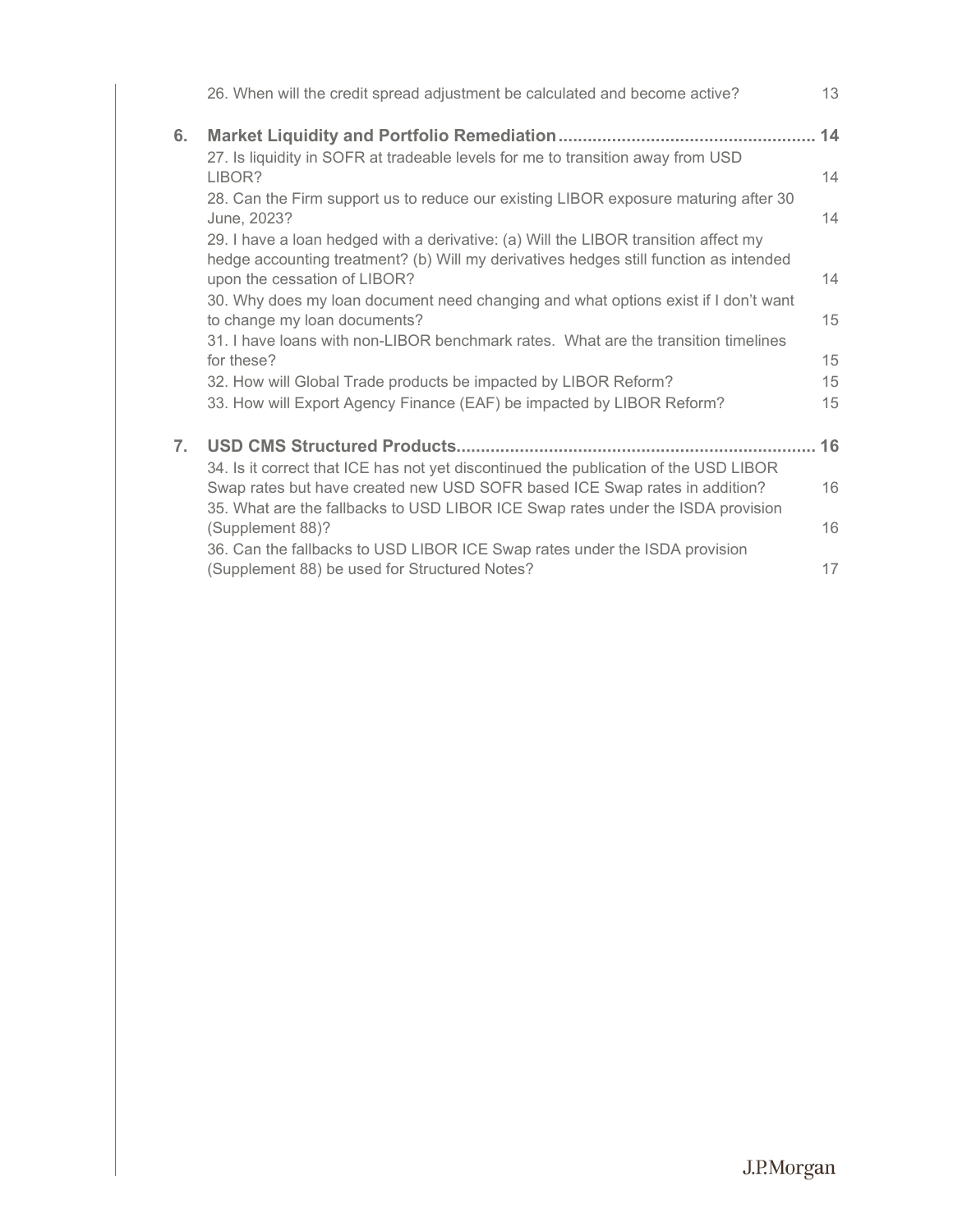26. When will the credit spread adjustment be calculated and become active? 13

**6. Market Liquidity and Portfolio Remediation .................................................... 14**

27. Is liquidity in SOFR at tradeable levels for me to transition away from USD LIBOR? 14

28. Can the Firm support us to reduce our existing LIBOR exposure maturing after 30 June, 2023? 14

29. I have a loan hedged with a derivative: (a) Will the LIBOR transition affect my hedge accounting treatment? (b) Will my derivatives hedges still function as intended upon the cessation of LIBOR? 14

30. Why does my loan document need changing and what options exist if I don't want to change my loan documents? 15

31. I have loans with non-LIBOR benchmark rates. What are the transition timelines for these? 15

32. How will Global Trade products be impacted by LIBOR Reform? 15

33. How will Export Agency Finance (EAF) be impacted by LIBOR Reform? 15

**7. USD CMS Structured Products ......................................................................... 16**

34. Is it correct that ICE has not yet discontinued the publication of the USD LIBOR Swap rates but have created new USD SOFR based ICE Swap rates in addition? 16

35. What are the fallbacks to USD LIBOR ICE Swap rates under the ISDA provision (Supplement 88)? 16

36. Can the fallbacks to USD LIBOR ICE Swap rates under the ISDA provision (Supplement 88) be used for Structured Notes? 17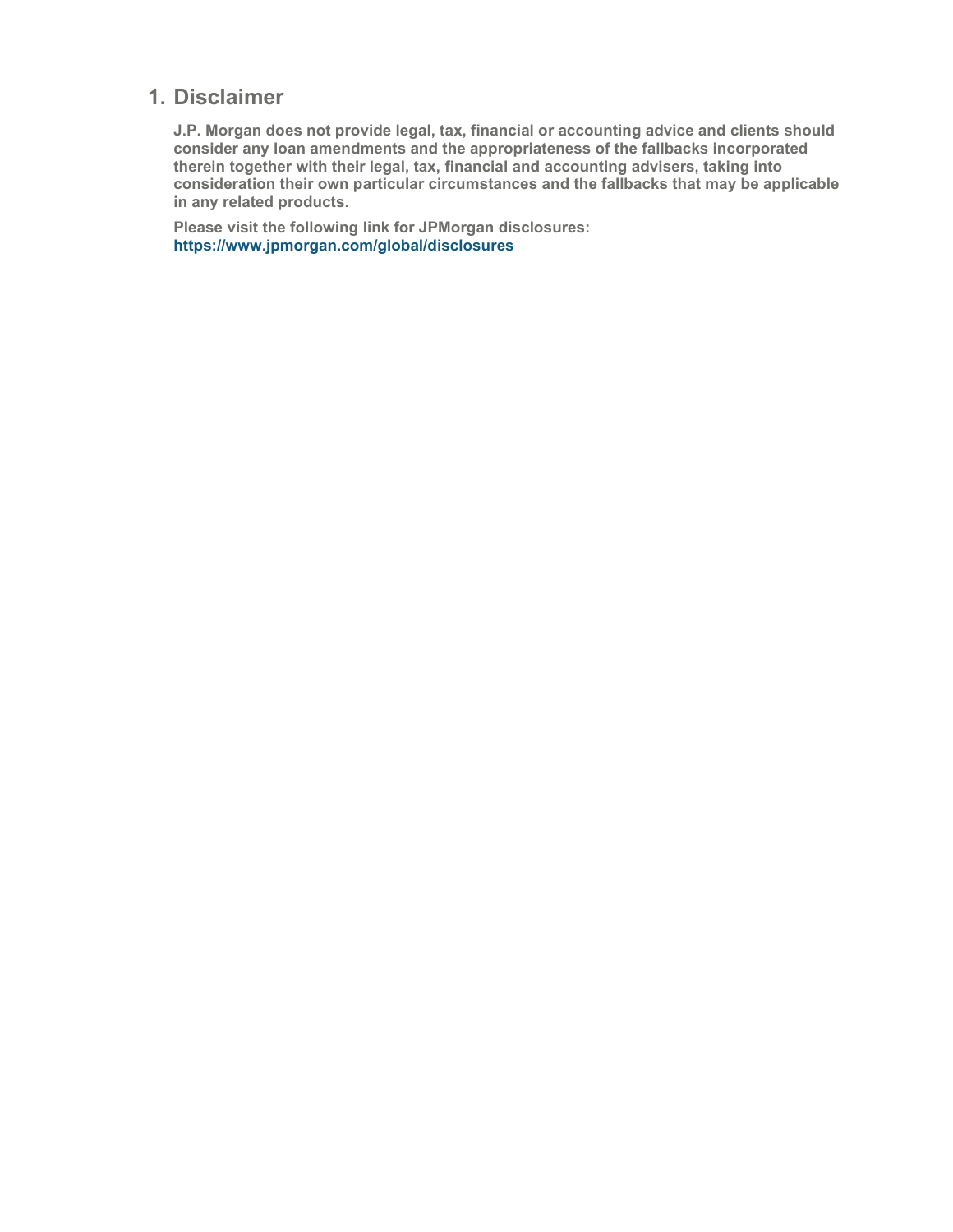# 1. Disclaimer

**J.P. Morgan does not provide legal, tax, financial or accounting advice and clients should consider any loan amendments and the appropriateness of the fallbacks incorporated therein together with their legal, tax, financial and accounting advisers, taking into consideration their own particular circumstances and the fallbacks that may be applicable in any related products.**

**Please visit the following link for JPMorgan disclosures: https://www.jpmorgan.com/global/disclosures**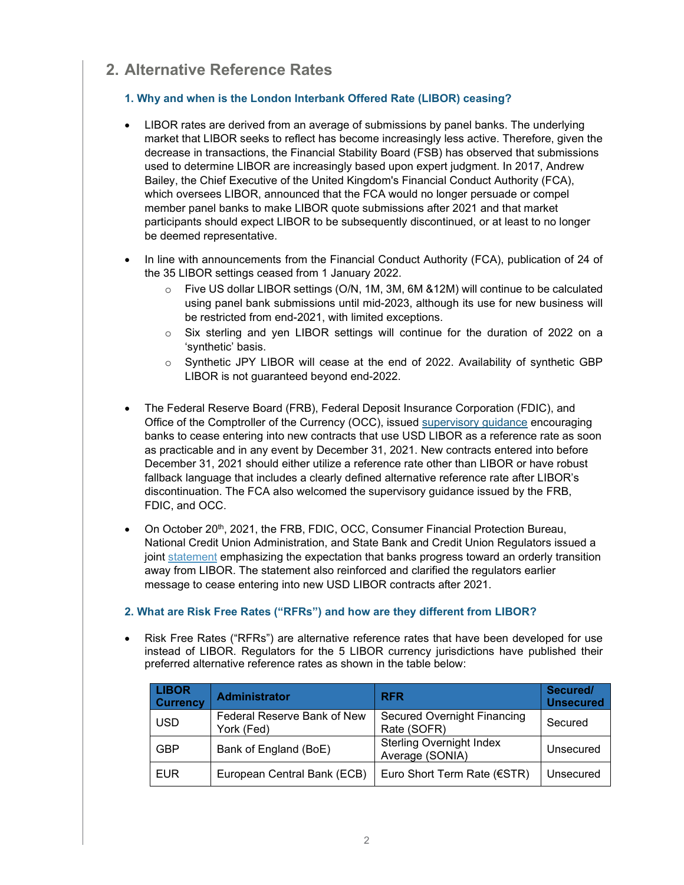## 2. Alternative Reference Rates

### 1. Why and when is the London Interbank Offered Rate (LIBOR) ceasing?

- LIBOR rates are derived from an average of submissions by panel banks. The underlying market that LIBOR seeks to reflect has become increasingly less active. Therefore, given the decrease in transactions, the Financial Stability Board (FSB) has observed that submissions used to determine LIBOR are increasingly based upon expert judgment. In 2017, Andrew Bailey, the Chief Executive of the United Kingdom's Financial Conduct Authority (FCA), which oversees LIBOR, announced that the FCA would no longer persuade or compel member panel banks to make LIBOR quote submissions after 2021 and that market participants should expect LIBOR to be subsequently discontinued, or at least to no longer be deemed representative.

- In line with announcements from the Financial Conduct Authority (FCA), publication of 24 of the 35 LIBOR settings ceased from 1 January 2022.
  - Five US dollar LIBOR settings (O/N, 1M, 3M, 6M &12M) will continue to be calculated using panel bank submissions until mid-2023, although its use for new business will be restricted from end-2021, with limited exceptions.
  - Six sterling and yen LIBOR settings will continue for the duration of 2022 on a 'synthetic' basis.
  - Synthetic JPY LIBOR will cease at the end of 2022. Availability of synthetic GBP LIBOR is not guaranteed beyond end-2022.

- The Federal Reserve Board (FRB), Federal Deposit Insurance Corporation (FDIC), and Office of the Comptroller of the Currency (OCC), issued supervisory guidance encouraging banks to cease entering into new contracts that use USD LIBOR as a reference rate as soon as practicable and in any event by December 31, 2021. New contracts entered into before December 31, 2021 should either utilize a reference rate other than LIBOR or have robust fallback language that includes a clearly defined alternative reference rate after LIBOR's discontinuation. The FCA also welcomed the supervisory guidance issued by the FRB, FDIC, and OCC.

- On October 20th, 2021, the FRB, FDIC, OCC, Consumer Financial Protection Bureau, National Credit Union Administration, and State Bank and Credit Union Regulators issued a joint statement emphasizing the expectation that banks progress toward an orderly transition away from LIBOR. The statement also reinforced and clarified the regulators earlier message to cease entering into new USD LIBOR contracts after 2021.

### 2. What are Risk Free Rates ("RFRs") and how are they different from LIBOR?

- Risk Free Rates ("RFRs") are alternative reference rates that have been developed for use instead of LIBOR. Regulators for the 5 LIBOR currency jurisdictions have published their preferred alternative reference rates as shown in the table below:

| LIBOR Currency | Administrator | RFR | Secured/ Unsecured |
| --- | --- | --- | --- |
| USD | Federal Reserve Bank of New York (Fed) | Secured Overnight Financing Rate (SOFR) | Secured |
| GBP | Bank of England (BoE) | Sterling Overnight Index Average (SONIA) | Unsecured |
| EUR | European Central Bank (ECB) | Euro Short Term Rate (€STR) | Unsecured |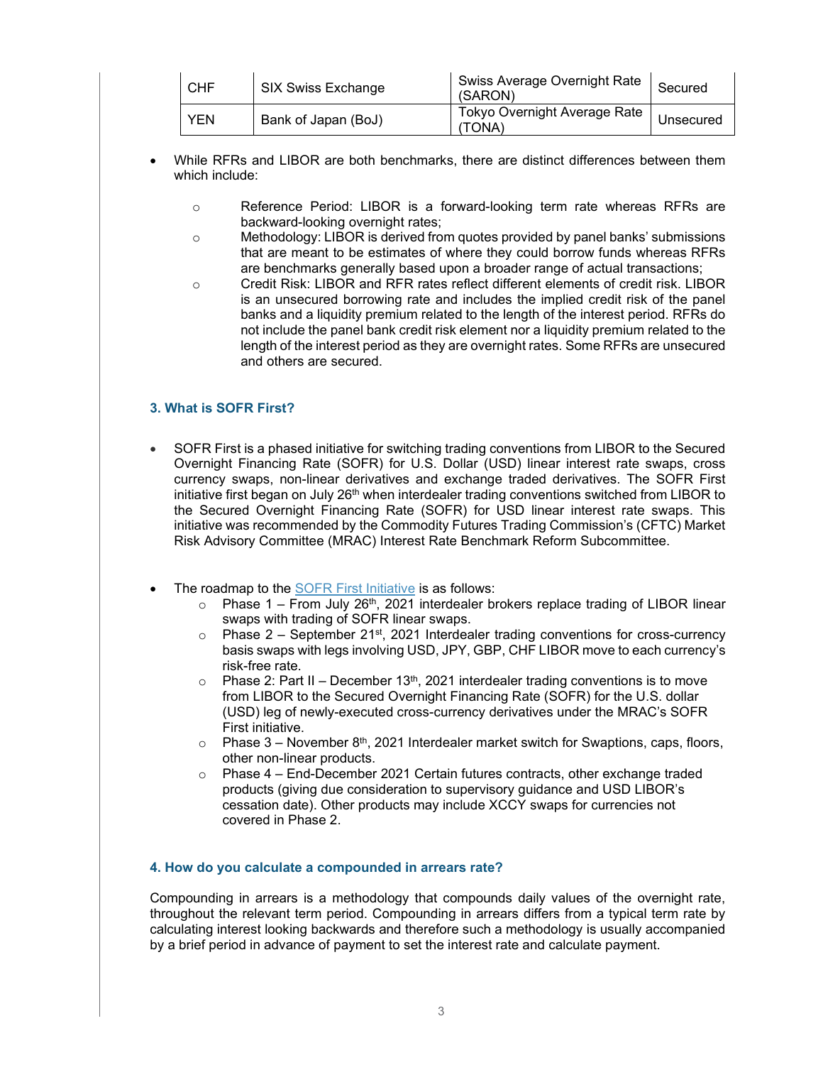| CHF | SIX Swiss Exchange | Swiss Average Overnight Rate (SARON) | Secured |
|---|---|---|---|
| YEN | Bank of Japan (BoJ) | Tokyo Overnight Average Rate (TONA) | Unsecured |

- While RFRs and LIBOR are both benchmarks, there are distinct differences between them which include:
  - Reference Period: LIBOR is a forward-looking term rate whereas RFRs are backward-looking overnight rates;
  - Methodology: LIBOR is derived from quotes provided by panel banks' submissions that are meant to be estimates of where they could borrow funds whereas RFRs are benchmarks generally based upon a broader range of actual transactions;
  - Credit Risk: LIBOR and RFR rates reflect different elements of credit risk. LIBOR is an unsecured borrowing rate and includes the implied credit risk of the panel banks and a liquidity premium related to the length of the interest period. RFRs do not include the panel bank credit risk element nor a liquidity premium related to the length of the interest period as they are overnight rates. Some RFRs are unsecured and others are secured.

### 3. What is SOFR First?

- SOFR First is a phased initiative for switching trading conventions from LIBOR to the Secured Overnight Financing Rate (SOFR) for U.S. Dollar (USD) linear interest rate swaps, cross currency swaps, non-linear derivatives and exchange traded derivatives. The SOFR First initiative first began on July 26th when interdealer trading conventions switched from LIBOR to the Secured Overnight Financing Rate (SOFR) for USD linear interest rate swaps. This initiative was recommended by the Commodity Futures Trading Commission's (CFTC) Market Risk Advisory Committee (MRAC) Interest Rate Benchmark Reform Subcommittee.

- The roadmap to the SOFR First Initiative is as follows:
  - Phase 1 – From July 26th, 2021 interdealer brokers replace trading of LIBOR linear swaps with trading of SOFR linear swaps.
  - Phase 2 – September 21st, 2021 Interdealer trading conventions for cross-currency basis swaps with legs involving USD, JPY, GBP, CHF LIBOR move to each currency's risk-free rate.
  - Phase 2: Part II – December 13th, 2021 interdealer trading conventions is to move from LIBOR to the Secured Overnight Financing Rate (SOFR) for the U.S. dollar (USD) leg of newly-executed cross-currency derivatives under the MRAC's SOFR First initiative.
  - Phase 3 – November 8th, 2021 Interdealer market switch for Swaptions, caps, floors, other non-linear products.
  - Phase 4 – End-December 2021 Certain futures contracts, other exchange traded products (giving due consideration to supervisory guidance and USD LIBOR's cessation date). Other products may include XCCY swaps for currencies not covered in Phase 2.

### 4. How do you calculate a compounded in arrears rate?

Compounding in arrears is a methodology that compounds daily values of the overnight rate, throughout the relevant term period. Compounding in arrears differs from a typical term rate by calculating interest looking backwards and therefore such a methodology is usually accompanied by a brief period in advance of payment to set the interest rate and calculate payment.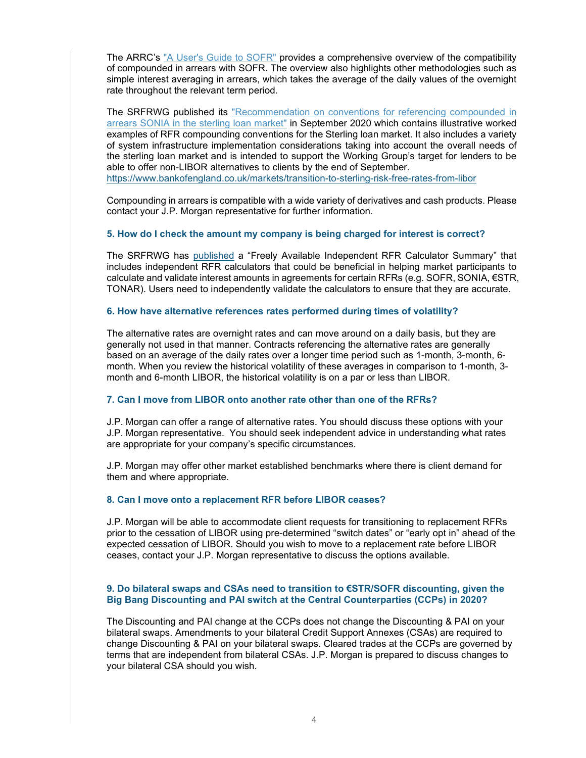The ARRC's "A User's Guide to SOFR" provides a comprehensive overview of the compatibility of compounded in arrears with SOFR. The overview also highlights other methodologies such as simple interest averaging in arrears, which takes the average of the daily values of the overnight rate throughout the relevant term period.

The SRFRWG published its "Recommendation on conventions for referencing compounded in arrears SONIA in the sterling loan market" in September 2020 which contains illustrative worked examples of RFR compounding conventions for the Sterling loan market. It also includes a variety of system infrastructure implementation considerations taking into account the overall needs of the sterling loan market and is intended to support the Working Group's target for lenders to be able to offer non-LIBOR alternatives to clients by the end of September.
https://www.bankofengland.co.uk/markets/transition-to-sterling-risk-free-rates-from-libor

Compounding in arrears is compatible with a wide variety of derivatives and cash products. Please contact your J.P. Morgan representative for further information.

### 5. How do I check the amount my company is being charged for interest is correct?

The SRFRWG has published a "Freely Available Independent RFR Calculator Summary" that includes independent RFR calculators that could be beneficial in helping market participants to calculate and validate interest amounts in agreements for certain RFRs (e.g. SOFR, SONIA, €STR, TONAR). Users need to independently validate the calculators to ensure that they are accurate.

### 6. How have alternative references rates performed during times of volatility?

The alternative rates are overnight rates and can move around on a daily basis, but they are generally not used in that manner. Contracts referencing the alternative rates are generally based on an average of the daily rates over a longer time period such as 1-month, 3-month, 6-month. When you review the historical volatility of these averages in comparison to 1-month, 3-month and 6-month LIBOR, the historical volatility is on a par or less than LIBOR.

### 7. Can I move from LIBOR onto another rate other than one of the RFRs?

J.P. Morgan can offer a range of alternative rates. You should discuss these options with your J.P. Morgan representative. You should seek independent advice in understanding what rates are appropriate for your company's specific circumstances.

J.P. Morgan may offer other market established benchmarks where there is client demand for them and where appropriate.

### 8. Can I move onto a replacement RFR before LIBOR ceases?

J.P. Morgan will be able to accommodate client requests for transitioning to replacement RFRs prior to the cessation of LIBOR using pre-determined "switch dates" or "early opt in" ahead of the expected cessation of LIBOR. Should you wish to move to a replacement rate before LIBOR ceases, contact your J.P. Morgan representative to discuss the options available.

### 9. Do bilateral swaps and CSAs need to transition to €STR/SOFR discounting, given the Big Bang Discounting and PAI switch at the Central Counterparties (CCPs) in 2020?

The Discounting and PAI change at the CCPs does not change the Discounting & PAI on your bilateral swaps. Amendments to your bilateral Credit Support Annexes (CSAs) are required to change Discounting & PAI on your bilateral swaps. Cleared trades at the CCPs are governed by terms that are independent from bilateral CSAs. J.P. Morgan is prepared to discuss changes to your bilateral CSA should you wish.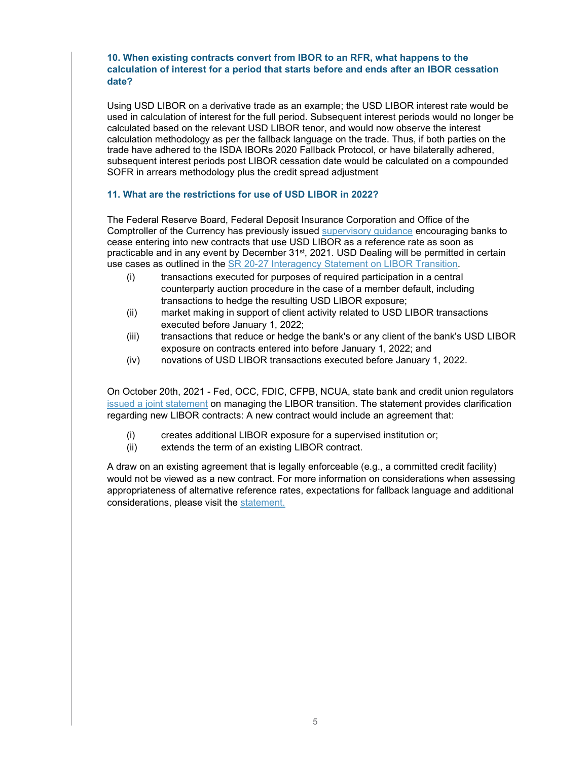### 10. When existing contracts convert from IBOR to an RFR, what happens to the calculation of interest for a period that starts before and ends after an IBOR cessation date?

Using USD LIBOR on a derivative trade as an example; the USD LIBOR interest rate would be used in calculation of interest for the full period. Subsequent interest periods would no longer be calculated based on the relevant USD LIBOR tenor, and would now observe the interest calculation methodology as per the fallback language on the trade. Thus, if both parties on the trade have adhered to the ISDA IBORs 2020 Fallback Protocol, or have bilaterally adhered, subsequent interest periods post LIBOR cessation date would be calculated on a compounded SOFR in arrears methodology plus the credit spread adjustment

### 11. What are the restrictions for use of USD LIBOR in 2022?

The Federal Reserve Board, Federal Deposit Insurance Corporation and Office of the Comptroller of the Currency has previously issued [supervisory guidance](#) encouraging banks to cease entering into new contracts that use USD LIBOR as a reference rate as soon as practicable and in any event by December 31st, 2021. USD Dealing will be permitted in certain use cases as outlined in the [SR 20-27 Interagency Statement on LIBOR Transition](#).

- (i) transactions executed for purposes of required participation in a central counterparty auction procedure in the case of a member default, including transactions to hedge the resulting USD LIBOR exposure;
- (ii) market making in support of client activity related to USD LIBOR transactions executed before January 1, 2022;
- (iii) transactions that reduce or hedge the bank's or any client of the bank's USD LIBOR exposure on contracts entered into before January 1, 2022; and
- (iv) novations of USD LIBOR transactions executed before January 1, 2022.

On October 20th, 2021 - Fed, OCC, FDIC, CFPB, NCUA, state bank and credit union regulators [issued a joint statement](#) on managing the LIBOR transition. The statement provides clarification regarding new LIBOR contracts: A new contract would include an agreement that:

- (i) creates additional LIBOR exposure for a supervised institution or;
- (ii) extends the term of an existing LIBOR contract.

A draw on an existing agreement that is legally enforceable (e.g., a committed credit facility) would not be viewed as a new contract. For more information on considerations when assessing appropriateness of alternative reference rates, expectations for fallback language and additional considerations, please visit the [statement.](#)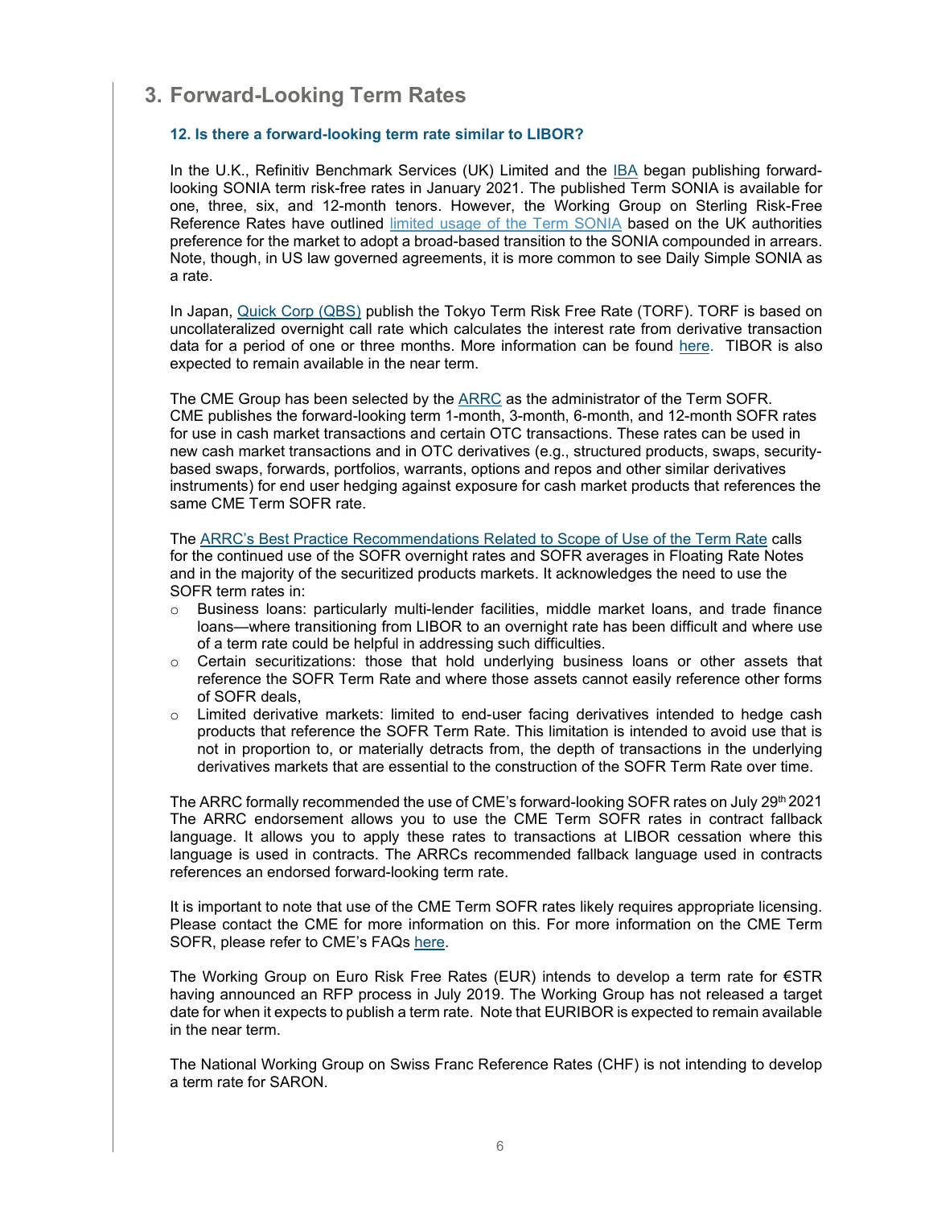## 3. Forward-Looking Term Rates

### 12. Is there a forward-looking term rate similar to LIBOR?

In the U.K., Refinitiv Benchmark Services (UK) Limited and the IBA began publishing forward-looking SONIA term risk-free rates in January 2021. The published Term SONIA is available for one, three, six, and 12-month tenors. However, the Working Group on Sterling Risk-Free Reference Rates have outlined limited usage of the Term SONIA based on the UK authorities preference for the market to adopt a broad-based transition to the SONIA compounded in arrears. Note, though, in US law governed agreements, it is more common to see Daily Simple SONIA as a rate.

In Japan, Quick Corp (QBS) publish the Tokyo Term Risk Free Rate (TORF). TORF is based on uncollateralized overnight call rate which calculates the interest rate from derivative transaction data for a period of one or three months. More information can be found here. TIBOR is also expected to remain available in the near term.

The CME Group has been selected by the ARRC as the administrator of the Term SOFR. CME publishes the forward-looking term 1-month, 3-month, 6-month, and 12-month SOFR rates for use in cash market transactions and certain OTC transactions. These rates can be used in new cash market transactions and in OTC derivatives (e.g., structured products, swaps, security-based swaps, forwards, portfolios, warrants, options and repos and other similar derivatives instruments) for end user hedging against exposure for cash market products that references the same CME Term SOFR rate.

The ARRC's Best Practice Recommendations Related to Scope of Use of the Term Rate calls for the continued use of the SOFR overnight rates and SOFR averages in Floating Rate Notes and in the majority of the securitized products markets. It acknowledges the need to use the SOFR term rates in:

- Business loans: particularly multi-lender facilities, middle market loans, and trade finance loans—where transitioning from LIBOR to an overnight rate has been difficult and where use of a term rate could be helpful in addressing such difficulties.
- Certain securitizations: those that hold underlying business loans or other assets that reference the SOFR Term Rate and where those assets cannot easily reference other forms of SOFR deals,
- Limited derivative markets: limited to end-user facing derivatives intended to hedge cash products that reference the SOFR Term Rate. This limitation is intended to avoid use that is not in proportion to, or materially detracts from, the depth of transactions in the underlying derivatives markets that are essential to the construction of the SOFR Term Rate over time.

The ARRC formally recommended the use of CME's forward-looking SOFR rates on July 29th 2021 The ARRC endorsement allows you to use the CME Term SOFR rates in contract fallback language. It allows you to apply these rates to transactions at LIBOR cessation where this language is used in contracts. The ARRCs recommended fallback language used in contracts references an endorsed forward-looking term rate.

It is important to note that use of the CME Term SOFR rates likely requires appropriate licensing. Please contact the CME for more information on this. For more information on the CME Term SOFR, please refer to CME's FAQs here.

The Working Group on Euro Risk Free Rates (EUR) intends to develop a term rate for €STR having announced an RFP process in July 2019. The Working Group has not released a target date for when it expects to publish a term rate. Note that EURIBOR is expected to remain available in the near term.

The National Working Group on Swiss Franc Reference Rates (CHF) is not intending to develop a term rate for SARON.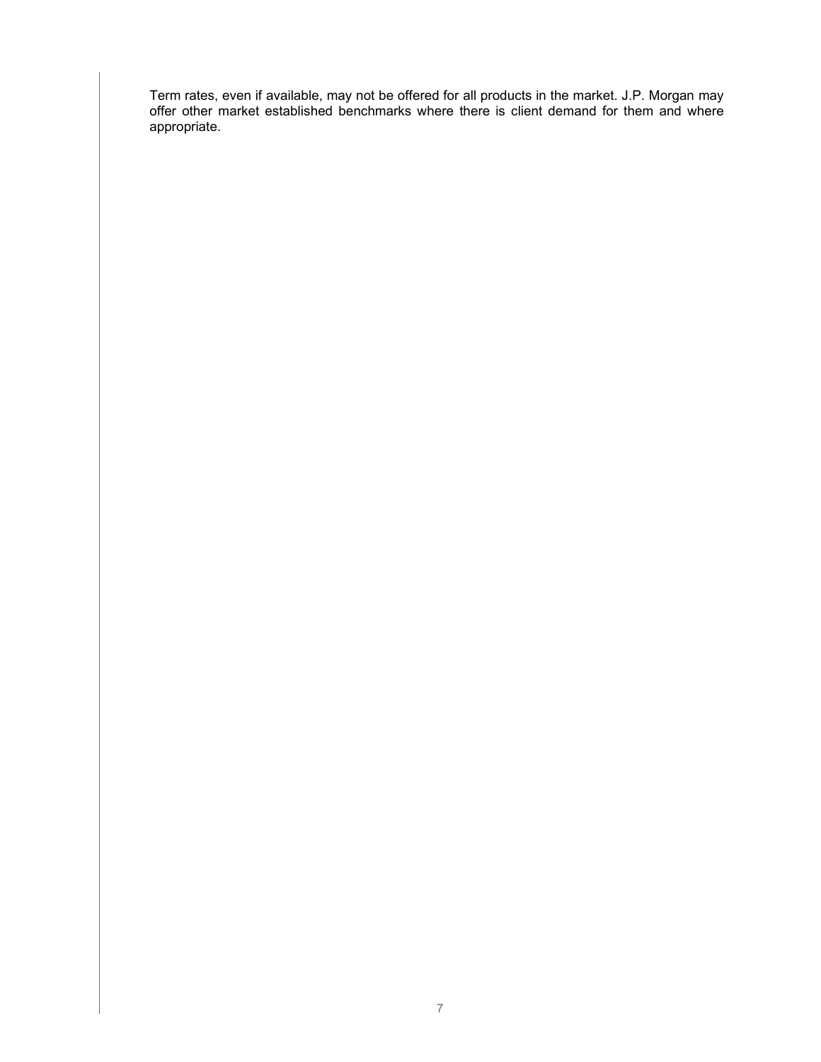Term rates, even if available, may not be offered for all products in the market. J.P. Morgan may offer other market established benchmarks where there is client demand for them and where appropriate.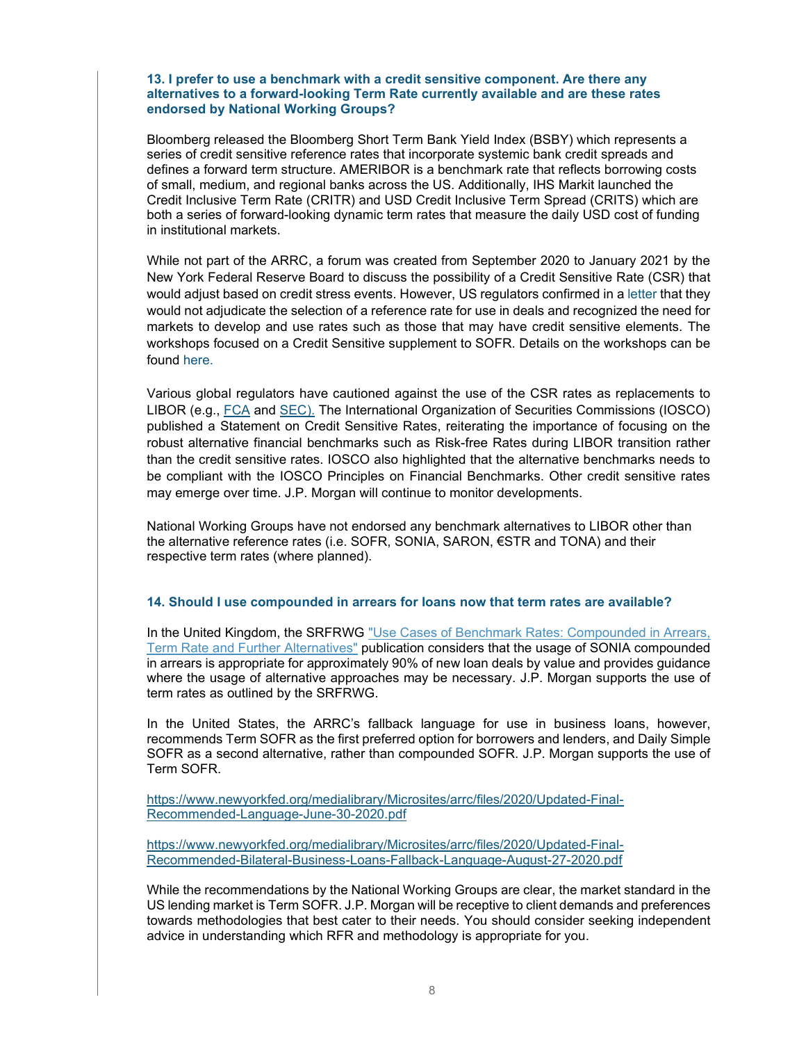### 13. I prefer to use a benchmark with a credit sensitive component. Are there any alternatives to a forward-looking Term Rate currently available and are these rates endorsed by National Working Groups?

Bloomberg released the Bloomberg Short Term Bank Yield Index (BSBY) which represents a series of credit sensitive reference rates that incorporate systemic bank credit spreads and defines a forward term structure. AMERIBOR is a benchmark rate that reflects borrowing costs of small, medium, and regional banks across the US. Additionally, IHS Markit launched the Credit Inclusive Term Rate (CRITR) and USD Credit Inclusive Term Spread (CRITS) which are both a series of forward-looking dynamic term rates that measure the daily USD cost of funding in institutional markets.

While not part of the ARRC, a forum was created from September 2020 to January 2021 by the New York Federal Reserve Board to discuss the possibility of a Credit Sensitive Rate (CSR) that would adjust based on credit stress events. However, US regulators confirmed in a letter that they would not adjudicate the selection of a reference rate for use in deals and recognized the need for markets to develop and use rates such as those that may have credit sensitive elements. The workshops focused on a Credit Sensitive supplement to SOFR. Details on the workshops can be found here.

Various global regulators have cautioned against the use of the CSR rates as replacements to LIBOR (e.g., FCA and SEC). The International Organization of Securities Commissions (IOSCO) published a Statement on Credit Sensitive Rates, reiterating the importance of focusing on the robust alternative financial benchmarks such as Risk-free Rates during LIBOR transition rather than the credit sensitive rates. IOSCO also highlighted that the alternative benchmarks needs to be compliant with the IOSCO Principles on Financial Benchmarks. Other credit sensitive rates may emerge over time. J.P. Morgan will continue to monitor developments.

National Working Groups have not endorsed any benchmark alternatives to LIBOR other than the alternative reference rates (i.e. SOFR, SONIA, SARON, €STR and TONA) and their respective term rates (where planned).

### 14. Should I use compounded in arrears for loans now that term rates are available?

In the United Kingdom, the SRFRWG "Use Cases of Benchmark Rates: Compounded in Arrears, Term Rate and Further Alternatives" publication considers that the usage of SONIA compounded in arrears is appropriate for approximately 90% of new loan deals by value and provides guidance where the usage of alternative approaches may be necessary. J.P. Morgan supports the use of term rates as outlined by the SRFRWG.

In the United States, the ARRC's fallback language for use in business loans, however, recommends Term SOFR as the first preferred option for borrowers and lenders, and Daily Simple SOFR as a second alternative, rather than compounded SOFR. J.P. Morgan supports the use of Term SOFR.

https://www.newyorkfed.org/medialibrary/Microsites/arrc/files/2020/Updated-Final-Recommended-Language-June-30-2020.pdf

https://www.newyorkfed.org/medialibrary/Microsites/arrc/files/2020/Updated-Final-Recommended-Bilateral-Business-Loans-Fallback-Language-August-27-2020.pdf

While the recommendations by the National Working Groups are clear, the market standard in the US lending market is Term SOFR. J.P. Morgan will be receptive to client demands and preferences towards methodologies that best cater to their needs. You should consider seeking independent advice in understanding which RFR and methodology is appropriate for you.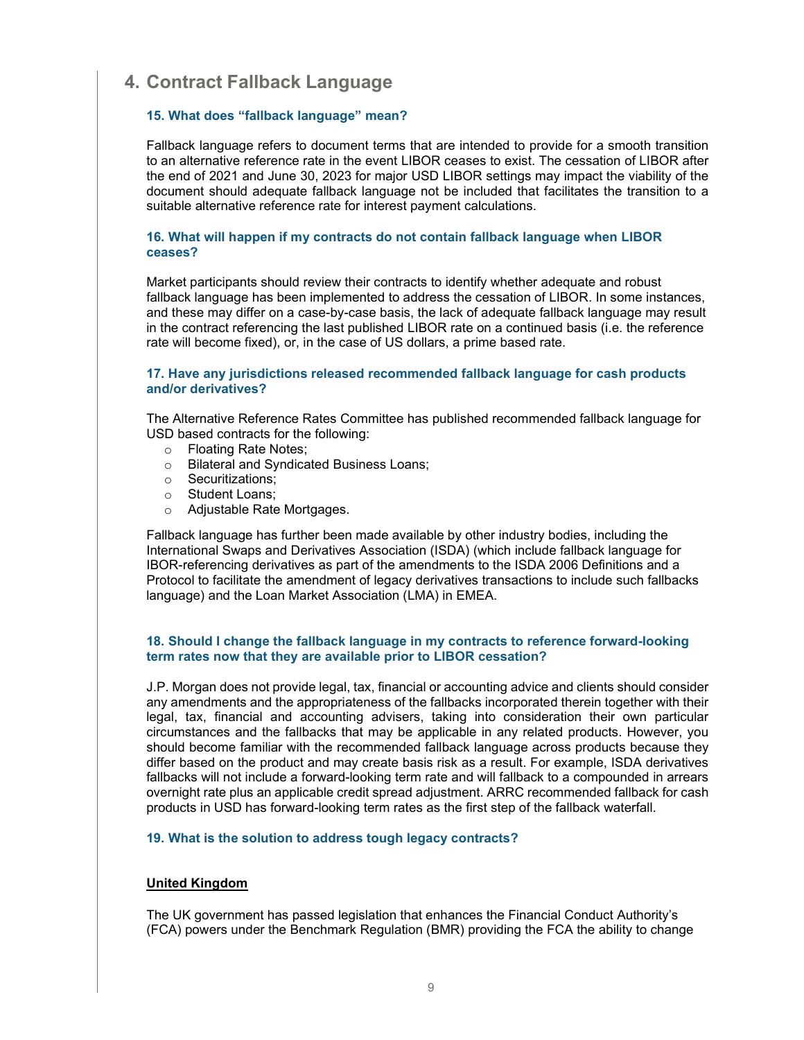# 4. Contract Fallback Language

### 15. What does "fallback language" mean?

Fallback language refers to document terms that are intended to provide for a smooth transition to an alternative reference rate in the event LIBOR ceases to exist. The cessation of LIBOR after the end of 2021 and June 30, 2023 for major USD LIBOR settings may impact the viability of the document should adequate fallback language not be included that facilitates the transition to a suitable alternative reference rate for interest payment calculations.

### 16. What will happen if my contracts do not contain fallback language when LIBOR ceases?

Market participants should review their contracts to identify whether adequate and robust fallback language has been implemented to address the cessation of LIBOR. In some instances, and these may differ on a case-by-case basis, the lack of adequate fallback language may result in the contract referencing the last published LIBOR rate on a continued basis (i.e. the reference rate will become fixed), or, in the case of US dollars, a prime based rate.

### 17. Have any jurisdictions released recommended fallback language for cash products and/or derivatives?

The Alternative Reference Rates Committee has published recommended fallback language for USD based contracts for the following:

- Floating Rate Notes;
- Bilateral and Syndicated Business Loans;
- Securitizations;
- Student Loans;
- Adjustable Rate Mortgages.

Fallback language has further been made available by other industry bodies, including the International Swaps and Derivatives Association (ISDA) (which include fallback language for IBOR-referencing derivatives as part of the amendments to the ISDA 2006 Definitions and a Protocol to facilitate the amendment of legacy derivatives transactions to include such fallbacks language) and the Loan Market Association (LMA) in EMEA.

### 18. Should I change the fallback language in my contracts to reference forward-looking term rates now that they are available prior to LIBOR cessation?

J.P. Morgan does not provide legal, tax, financial or accounting advice and clients should consider any amendments and the appropriateness of the fallbacks incorporated therein together with their legal, tax, financial and accounting advisers, taking into consideration their own particular circumstances and the fallbacks that may be applicable in any related products. However, you should become familiar with the recommended fallback language across products because they differ based on the product and may create basis risk as a result. For example, ISDA derivatives fallbacks will not include a forward-looking term rate and will fallback to a compounded in arrears overnight rate plus an applicable credit spread adjustment. ARRC recommended fallback for cash products in USD has forward-looking term rates as the first step of the fallback waterfall.

### 19. What is the solution to address tough legacy contracts?

**United Kingdom**

The UK government has passed legislation that enhances the Financial Conduct Authority's (FCA) powers under the Benchmark Regulation (BMR) providing the FCA the ability to change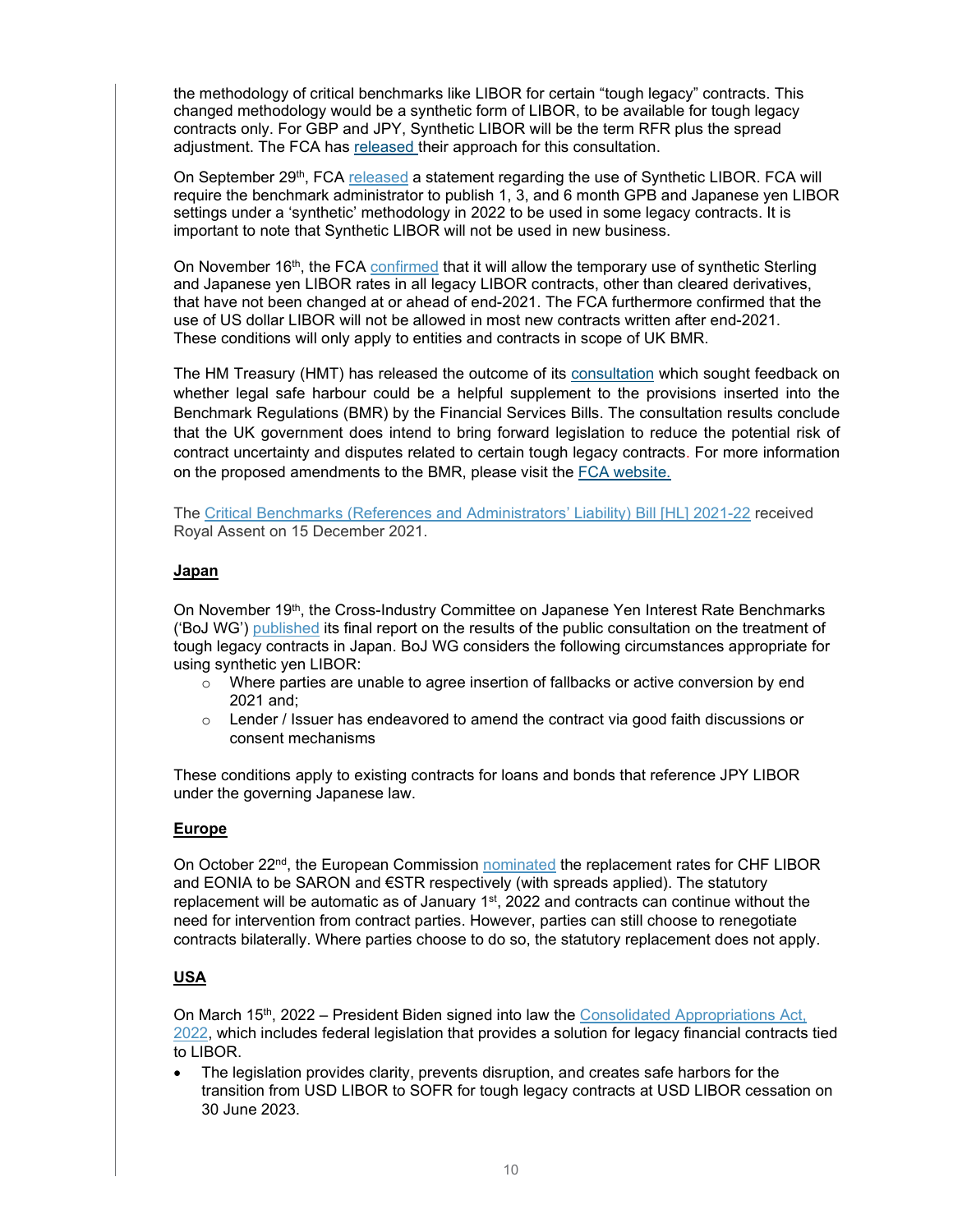the methodology of critical benchmarks like LIBOR for certain "tough legacy" contracts. This changed methodology would be a synthetic form of LIBOR, to be available for tough legacy contracts only. For GBP and JPY, Synthetic LIBOR will be the term RFR plus the spread adjustment. The FCA has released their approach for this consultation.

On September 29th, FCA released a statement regarding the use of Synthetic LIBOR. FCA will require the benchmark administrator to publish 1, 3, and 6 month GPB and Japanese yen LIBOR settings under a 'synthetic' methodology in 2022 to be used in some legacy contracts. It is important to note that Synthetic LIBOR will not be used in new business.

On November 16th, the FCA confirmed that it will allow the temporary use of synthetic Sterling and Japanese yen LIBOR rates in all legacy LIBOR contracts, other than cleared derivatives, that have not been changed at or ahead of end-2021. The FCA furthermore confirmed that the use of US dollar LIBOR will not be allowed in most new contracts written after end-2021. These conditions will only apply to entities and contracts in scope of UK BMR.

The HM Treasury (HMT) has released the outcome of its consultation which sought feedback on whether legal safe harbour could be a helpful supplement to the provisions inserted into the Benchmark Regulations (BMR) by the Financial Services Bills. The consultation results conclude that the UK government does intend to bring forward legislation to reduce the potential risk of contract uncertainty and disputes related to certain tough legacy contracts. For more information on the proposed amendments to the BMR, please visit the FCA website.

The Critical Benchmarks (References and Administrators' Liability) Bill [HL] 2021-22 received Royal Assent on 15 December 2021.

## Japan

On November 19th, the Cross-Industry Committee on Japanese Yen Interest Rate Benchmarks ('BoJ WG') published its final report on the results of the public consultation on the treatment of tough legacy contracts in Japan. BoJ WG considers the following circumstances appropriate for using synthetic yen LIBOR:

- Where parties are unable to agree insertion of fallbacks or active conversion by end 2021 and;
- Lender / Issuer has endeavored to amend the contract via good faith discussions or consent mechanisms

These conditions apply to existing contracts for loans and bonds that reference JPY LIBOR under the governing Japanese law.

## Europe

On October 22nd, the European Commission nominated the replacement rates for CHF LIBOR and EONIA to be SARON and €STR respectively (with spreads applied). The statutory replacement will be automatic as of January 1st, 2022 and contracts can continue without the need for intervention from contract parties. However, parties can still choose to renegotiate contracts bilaterally. Where parties choose to do so, the statutory replacement does not apply.

## USA

On March 15th, 2022 – President Biden signed into law the Consolidated Appropriations Act, 2022, which includes federal legislation that provides a solution for legacy financial contracts tied to LIBOR.

- The legislation provides clarity, prevents disruption, and creates safe harbors for the transition from USD LIBOR to SOFR for tough legacy contracts at USD LIBOR cessation on 30 June 2023.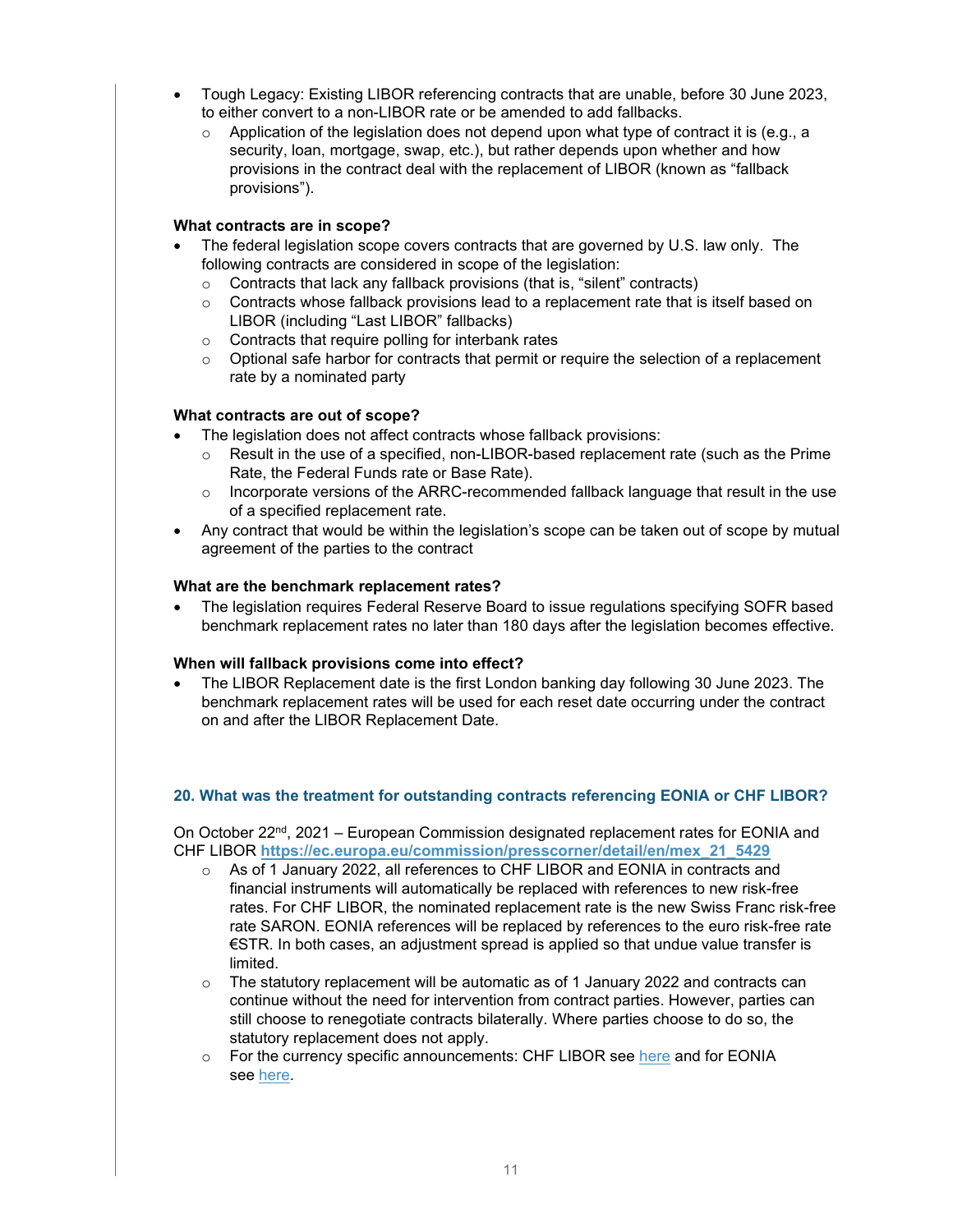- Tough Legacy: Existing LIBOR referencing contracts that are unable, before 30 June 2023, to either convert to a non-LIBOR rate or be amended to add fallbacks.
  - Application of the legislation does not depend upon what type of contract it is (e.g., a security, loan, mortgage, swap, etc.), but rather depends upon whether and how provisions in the contract deal with the replacement of LIBOR (known as "fallback provisions").

**What contracts are in scope?**

- The federal legislation scope covers contracts that are governed by U.S. law only. The following contracts are considered in scope of the legislation:
  - Contracts that lack any fallback provisions (that is, "silent" contracts)
  - Contracts whose fallback provisions lead to a replacement rate that is itself based on LIBOR (including "Last LIBOR" fallbacks)
  - Contracts that require polling for interbank rates
  - Optional safe harbor for contracts that permit or require the selection of a replacement rate by a nominated party

**What contracts are out of scope?**

- The legislation does not affect contracts whose fallback provisions:
  - Result in the use of a specified, non-LIBOR-based replacement rate (such as the Prime Rate, the Federal Funds rate or Base Rate).
  - Incorporate versions of the ARRC-recommended fallback language that result in the use of a specified replacement rate.
- Any contract that would be within the legislation's scope can be taken out of scope by mutual agreement of the parties to the contract

**What are the benchmark replacement rates?**

- The legislation requires Federal Reserve Board to issue regulations specifying SOFR based benchmark replacement rates no later than 180 days after the legislation becomes effective.

**When will fallback provisions come into effect?**

- The LIBOR Replacement date is the first London banking day following 30 June 2023. The benchmark replacement rates will be used for each reset date occurring under the contract on and after the LIBOR Replacement Date.

### 20. What was the treatment for outstanding contracts referencing EONIA or CHF LIBOR?

On October 22nd, 2021 – European Commission designated replacement rates for EONIA and CHF LIBOR **https://ec.europa.eu/commission/presscorner/detail/en/mex_21_5429**

- As of 1 January 2022, all references to CHF LIBOR and EONIA in contracts and financial instruments will automatically be replaced with references to new risk-free rates. For CHF LIBOR, the nominated replacement rate is the new Swiss Franc risk-free rate SARON. EONIA references will be replaced by references to the euro risk-free rate €STR. In both cases, an adjustment spread is applied so that undue value transfer is limited.
- The statutory replacement will be automatic as of 1 January 2022 and contracts can continue without the need for intervention from contract parties. However, parties can still choose to renegotiate contracts bilaterally. Where parties choose to do so, the statutory replacement does not apply.
- For the currency specific announcements: CHF LIBOR see here and for EONIA see here.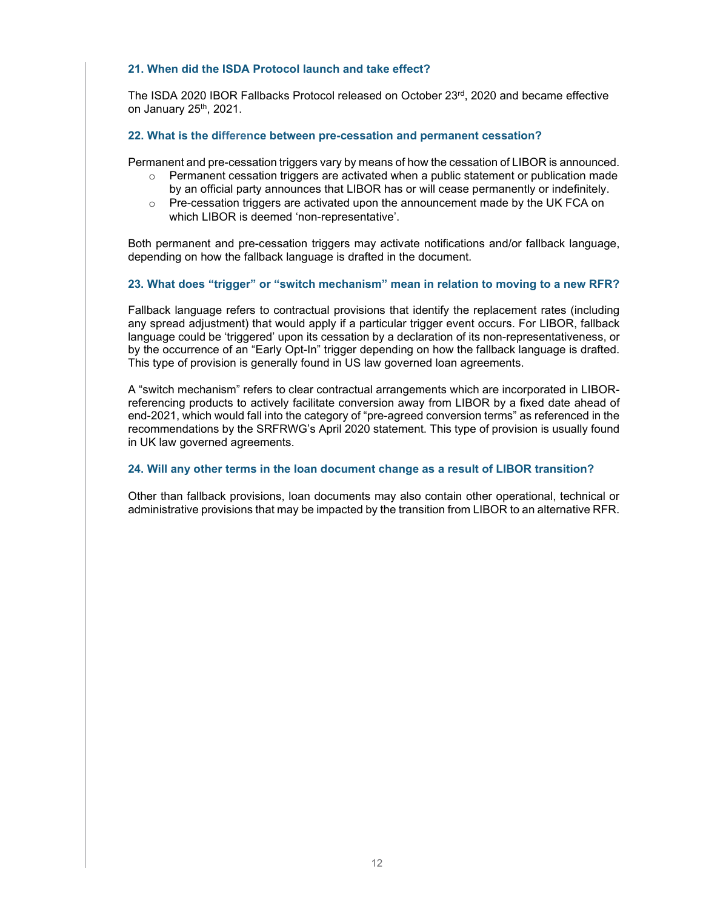### 21. When did the ISDA Protocol launch and take effect?

The ISDA 2020 IBOR Fallbacks Protocol released on October 23rd, 2020 and became effective on January 25th, 2021.

### 22. What is the difference between pre-cessation and permanent cessation?

Permanent and pre-cessation triggers vary by means of how the cessation of LIBOR is announced.

- Permanent cessation triggers are activated when a public statement or publication made by an official party announces that LIBOR has or will cease permanently or indefinitely.
- Pre-cessation triggers are activated upon the announcement made by the UK FCA on which LIBOR is deemed 'non-representative'.

Both permanent and pre-cessation triggers may activate notifications and/or fallback language, depending on how the fallback language is drafted in the document.

### 23. What does "trigger" or "switch mechanism" mean in relation to moving to a new RFR?

Fallback language refers to contractual provisions that identify the replacement rates (including any spread adjustment) that would apply if a particular trigger event occurs. For LIBOR, fallback language could be 'triggered' upon its cessation by a declaration of its non-representativeness, or by the occurrence of an "Early Opt-In" trigger depending on how the fallback language is drafted. This type of provision is generally found in US law governed loan agreements.

A "switch mechanism" refers to clear contractual arrangements which are incorporated in LIBOR-referencing products to actively facilitate conversion away from LIBOR by a fixed date ahead of end-2021, which would fall into the category of "pre-agreed conversion terms" as referenced in the recommendations by the SRFRWG's April 2020 statement. This type of provision is usually found in UK law governed agreements.

### 24. Will any other terms in the loan document change as a result of LIBOR transition?

Other than fallback provisions, loan documents may also contain other operational, technical or administrative provisions that may be impacted by the transition from LIBOR to an alternative RFR.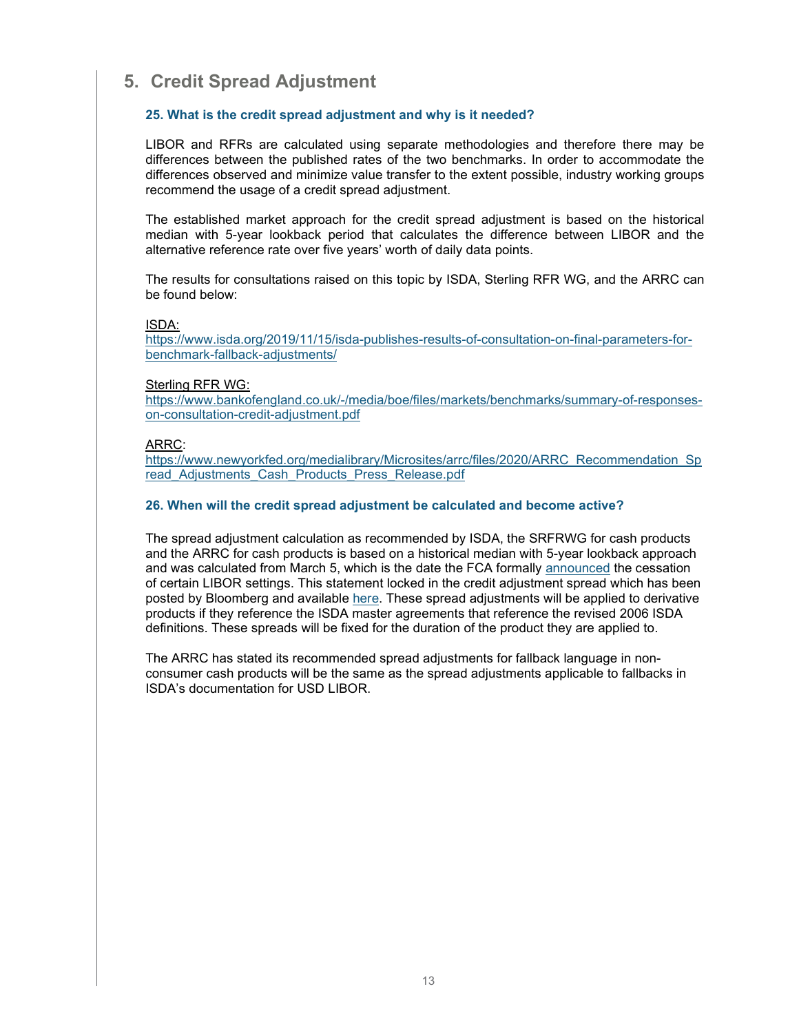## 5. Credit Spread Adjustment

### 25. What is the credit spread adjustment and why is it needed?

LIBOR and RFRs are calculated using separate methodologies and therefore there may be differences between the published rates of the two benchmarks. In order to accommodate the differences observed and minimize value transfer to the extent possible, industry working groups recommend the usage of a credit spread adjustment.

The established market approach for the credit spread adjustment is based on the historical median with 5-year lookback period that calculates the difference between LIBOR and the alternative reference rate over five years' worth of daily data points.

The results for consultations raised on this topic by ISDA, Sterling RFR WG, and the ARRC can be found below:

ISDA:
https://www.isda.org/2019/11/15/isda-publishes-results-of-consultation-on-final-parameters-for-benchmark-fallback-adjustments/

Sterling RFR WG:
https://www.bankofengland.co.uk/-/media/boe/files/markets/benchmarks/summary-of-responses-on-consultation-credit-adjustment.pdf

ARRC:
https://www.newyorkfed.org/medialibrary/Microsites/arrc/files/2020/ARRC_Recommendation_Spread_Adjustments_Cash_Products_Press_Release.pdf

### 26. When will the credit spread adjustment be calculated and become active?

The spread adjustment calculation as recommended by ISDA, the SRFRWG for cash products and the ARRC for cash products is based on a historical median with 5-year lookback approach and was calculated from March 5, which is the date the FCA formally announced the cessation of certain LIBOR settings. This statement locked in the credit adjustment spread which has been posted by Bloomberg and available here. These spread adjustments will be applied to derivative products if they reference the ISDA master agreements that reference the revised 2006 ISDA definitions. These spreads will be fixed for the duration of the product they are applied to.

The ARRC has stated its recommended spread adjustments for fallback language in non-consumer cash products will be the same as the spread adjustments applicable to fallbacks in ISDA's documentation for USD LIBOR.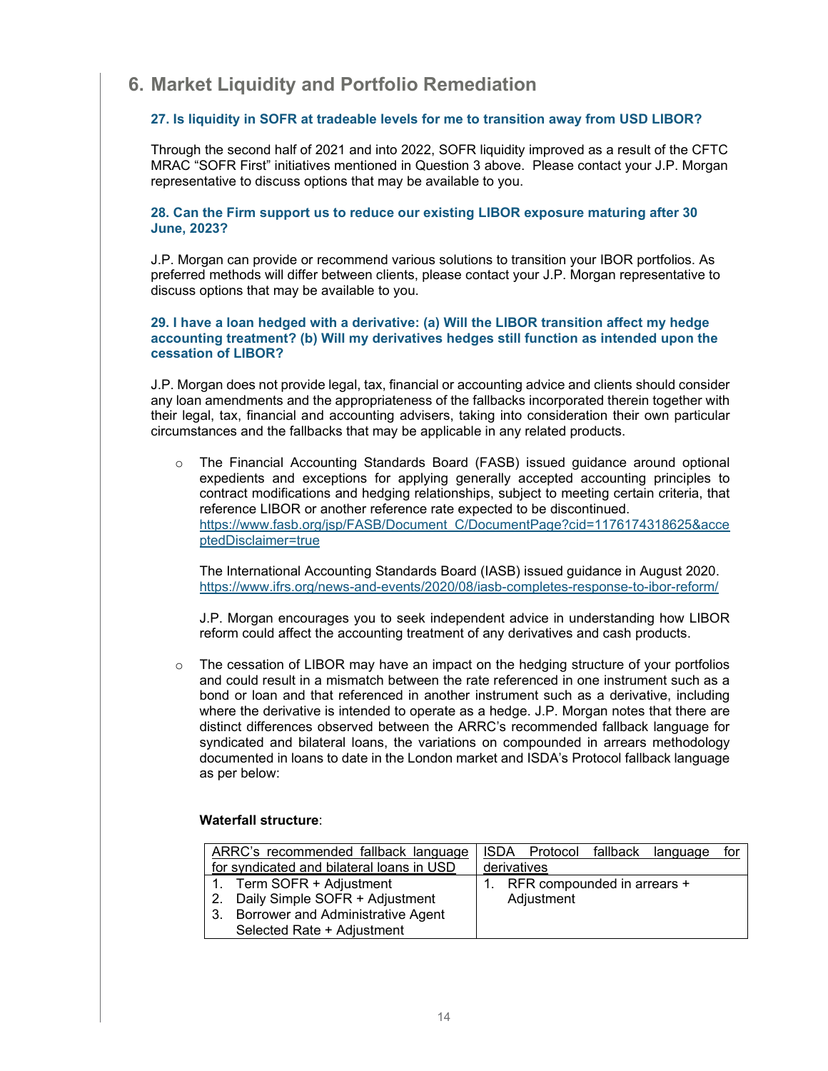## 6. Market Liquidity and Portfolio Remediation

### 27. Is liquidity in SOFR at tradeable levels for me to transition away from USD LIBOR?

Through the second half of 2021 and into 2022, SOFR liquidity improved as a result of the CFTC MRAC "SOFR First" initiatives mentioned in Question 3 above. Please contact your J.P. Morgan representative to discuss options that may be available to you.

### 28. Can the Firm support us to reduce our existing LIBOR exposure maturing after 30 June, 2023?

J.P. Morgan can provide or recommend various solutions to transition your IBOR portfolios. As preferred methods will differ between clients, please contact your J.P. Morgan representative to discuss options that may be available to you.

### 29. I have a loan hedged with a derivative: (a) Will the LIBOR transition affect my hedge accounting treatment? (b) Will my derivatives hedges still function as intended upon the cessation of LIBOR?

J.P. Morgan does not provide legal, tax, financial or accounting advice and clients should consider any loan amendments and the appropriateness of the fallbacks incorporated therein together with their legal, tax, financial and accounting advisers, taking into consideration their own particular circumstances and the fallbacks that may be applicable in any related products.

- The Financial Accounting Standards Board (FASB) issued guidance around optional expedients and exceptions for applying generally accepted accounting principles to contract modifications and hedging relationships, subject to meeting certain criteria, that reference LIBOR or another reference rate expected to be discontinued. https://www.fasb.org/jsp/FASB/Document_C/DocumentPage?cid=1176174318625&acceptedDisclaimer=true

  The International Accounting Standards Board (IASB) issued guidance in August 2020. https://www.ifrs.org/news-and-events/2020/08/iasb-completes-response-to-ibor-reform/

  J.P. Morgan encourages you to seek independent advice in understanding how LIBOR reform could affect the accounting treatment of any derivatives and cash products.

- The cessation of LIBOR may have an impact on the hedging structure of your portfolios and could result in a mismatch between the rate referenced in one instrument such as a bond or loan and that referenced in another instrument such as a derivative, including where the derivative is intended to operate as a hedge. J.P. Morgan notes that there are distinct differences observed between the ARRC's recommended fallback language for syndicated and bilateral loans, the variations on compounded in arrears methodology documented in loans to date in the London market and ISDA's Protocol fallback language as per below:

**Waterfall structure**:

| ARRC's recommended fallback language for syndicated and bilateral loans in USD | ISDA Protocol fallback language for derivatives |
|---|---|
| 1. Term SOFR + Adjustment<br>2. Daily Simple SOFR + Adjustment<br>3. Borrower and Administrative Agent Selected Rate + Adjustment | 1. RFR compounded in arrears + Adjustment |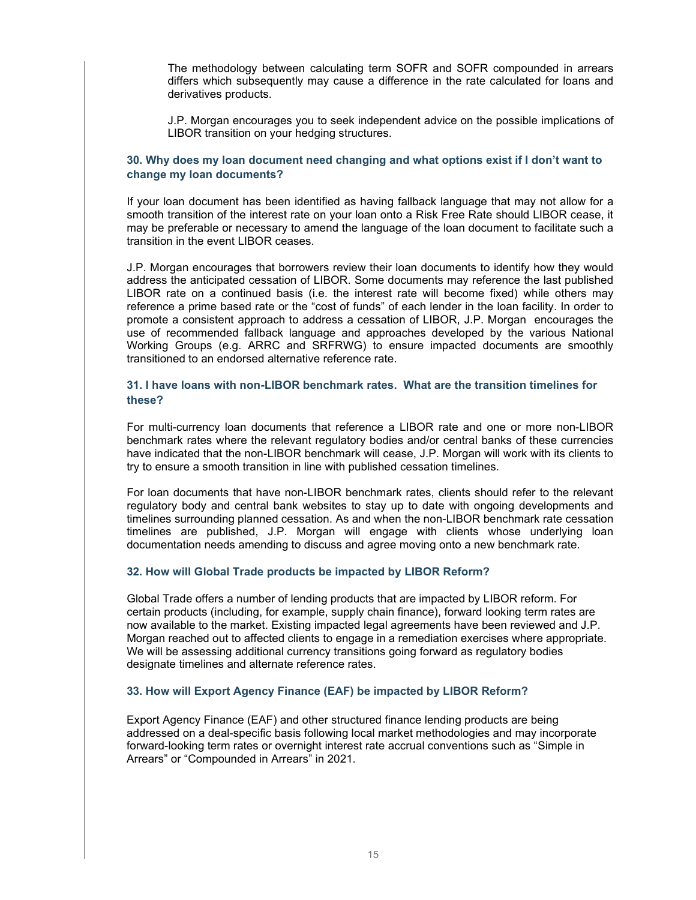The methodology between calculating term SOFR and SOFR compounded in arrears differs which subsequently may cause a difference in the rate calculated for loans and derivatives products.

J.P. Morgan encourages you to seek independent advice on the possible implications of LIBOR transition on your hedging structures.

### 30. Why does my loan document need changing and what options exist if I don't want to change my loan documents?

If your loan document has been identified as having fallback language that may not allow for a smooth transition of the interest rate on your loan onto a Risk Free Rate should LIBOR cease, it may be preferable or necessary to amend the language of the loan document to facilitate such a transition in the event LIBOR ceases.

J.P. Morgan encourages that borrowers review their loan documents to identify how they would address the anticipated cessation of LIBOR. Some documents may reference the last published LIBOR rate on a continued basis (i.e. the interest rate will become fixed) while others may reference a prime based rate or the "cost of funds" of each lender in the loan facility. In order to promote a consistent approach to address a cessation of LIBOR, J.P. Morgan encourages the use of recommended fallback language and approaches developed by the various National Working Groups (e.g. ARRC and SRFRWG) to ensure impacted documents are smoothly transitioned to an endorsed alternative reference rate.

### 31. I have loans with non-LIBOR benchmark rates. What are the transition timelines for these?

For multi-currency loan documents that reference a LIBOR rate and one or more non-LIBOR benchmark rates where the relevant regulatory bodies and/or central banks of these currencies have indicated that the non-LIBOR benchmark will cease, J.P. Morgan will work with its clients to try to ensure a smooth transition in line with published cessation timelines.

For loan documents that have non-LIBOR benchmark rates, clients should refer to the relevant regulatory body and central bank websites to stay up to date with ongoing developments and timelines surrounding planned cessation. As and when the non-LIBOR benchmark rate cessation timelines are published, J.P. Morgan will engage with clients whose underlying loan documentation needs amending to discuss and agree moving onto a new benchmark rate.

### 32. How will Global Trade products be impacted by LIBOR Reform?

Global Trade offers a number of lending products that are impacted by LIBOR reform. For certain products (including, for example, supply chain finance), forward looking term rates are now available to the market. Existing impacted legal agreements have been reviewed and J.P. Morgan reached out to affected clients to engage in a remediation exercises where appropriate. We will be assessing additional currency transitions going forward as regulatory bodies designate timelines and alternate reference rates.

### 33. How will Export Agency Finance (EAF) be impacted by LIBOR Reform?

Export Agency Finance (EAF) and other structured finance lending products are being addressed on a deal-specific basis following local market methodologies and may incorporate forward-looking term rates or overnight interest rate accrual conventions such as "Simple in Arrears" or "Compounded in Arrears" in 2021.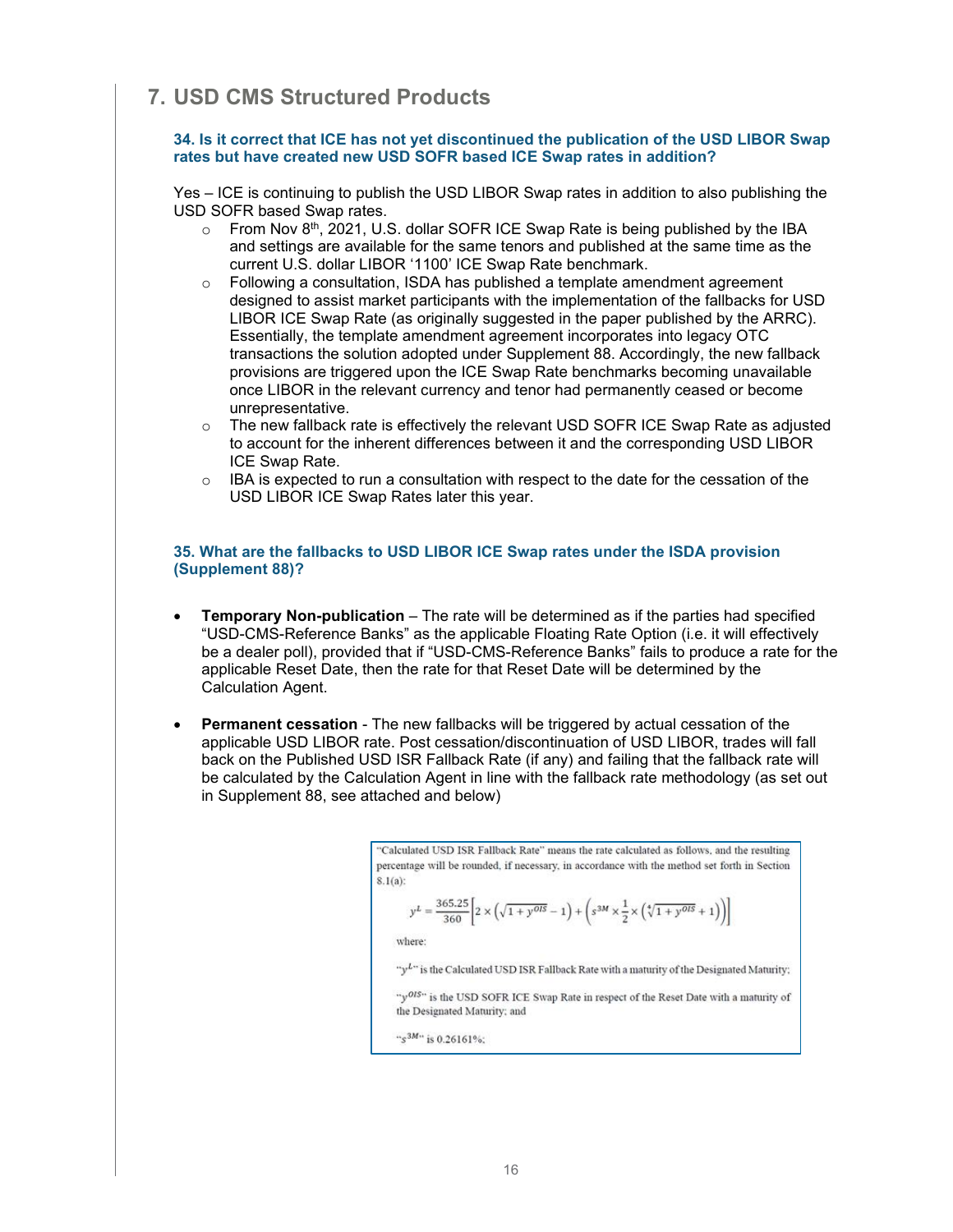## 7. USD CMS Structured Products

### 34. Is it correct that ICE has not yet discontinued the publication of the USD LIBOR Swap rates but have created new USD SOFR based ICE Swap rates in addition?

Yes – ICE is continuing to publish the USD LIBOR Swap rates in addition to also publishing the USD SOFR based Swap rates.

- From Nov 8th, 2021, U.S. dollar SOFR ICE Swap Rate is being published by the IBA and settings are available for the same tenors and published at the same time as the current U.S. dollar LIBOR '1100' ICE Swap Rate benchmark.
- Following a consultation, ISDA has published a template amendment agreement designed to assist market participants with the implementation of the fallbacks for USD LIBOR ICE Swap Rate (as originally suggested in the paper published by the ARRC). Essentially, the template amendment agreement incorporates into legacy OTC transactions the solution adopted under Supplement 88. Accordingly, the new fallback provisions are triggered upon the ICE Swap Rate benchmarks becoming unavailable once LIBOR in the relevant currency and tenor had permanently ceased or become unrepresentative.
- The new fallback rate is effectively the relevant USD SOFR ICE Swap Rate as adjusted to account for the inherent differences between it and the corresponding USD LIBOR ICE Swap Rate.
- IBA is expected to run a consultation with respect to the date for the cessation of the USD LIBOR ICE Swap Rates later this year.

### 35. What are the fallbacks to USD LIBOR ICE Swap rates under the ISDA provision (Supplement 88)?

- **Temporary Non-publication** – The rate will be determined as if the parties had specified "USD-CMS-Reference Banks" as the applicable Floating Rate Option (i.e. it will effectively be a dealer poll), provided that if "USD-CMS-Reference Banks" fails to produce a rate for the applicable Reset Date, then the rate for that Reset Date will be determined by the Calculation Agent.

- **Permanent cessation** - The new fallbacks will be triggered by actual cessation of the applicable USD LIBOR rate. Post cessation/discontinuation of USD LIBOR, trades will fall back on the Published USD ISR Fallback Rate (if any) and failing that the fallback rate will be calculated by the Calculation Agent in line with the fallback rate methodology (as set out in Supplement 88, see attached and below)

> "Calculated USD ISR Fallback Rate" means the rate calculated as follows, and the resulting percentage will be rounded, if necessary, in accordance with the method set forth in Section 8.1(a):
>
> $$y^L = \frac{365.25}{360}\left[2 \times \left(\sqrt{1+y^{OIS}} - 1\right) + \left(s^{3M} \times \frac{1}{2} \times \left(\sqrt[4]{1+y^{OIS}} + 1\right)\right)\right]$$
>
> where:
>
> "$y^L$" is the Calculated USD ISR Fallback Rate with a maturity of the Designated Maturity;
>
> "$y^{OIS}$" is the USD SOFR ICE Swap Rate in respect of the Reset Date with a maturity of the Designated Maturity; and
>
> "$s^{3M}$" is 0.26161%;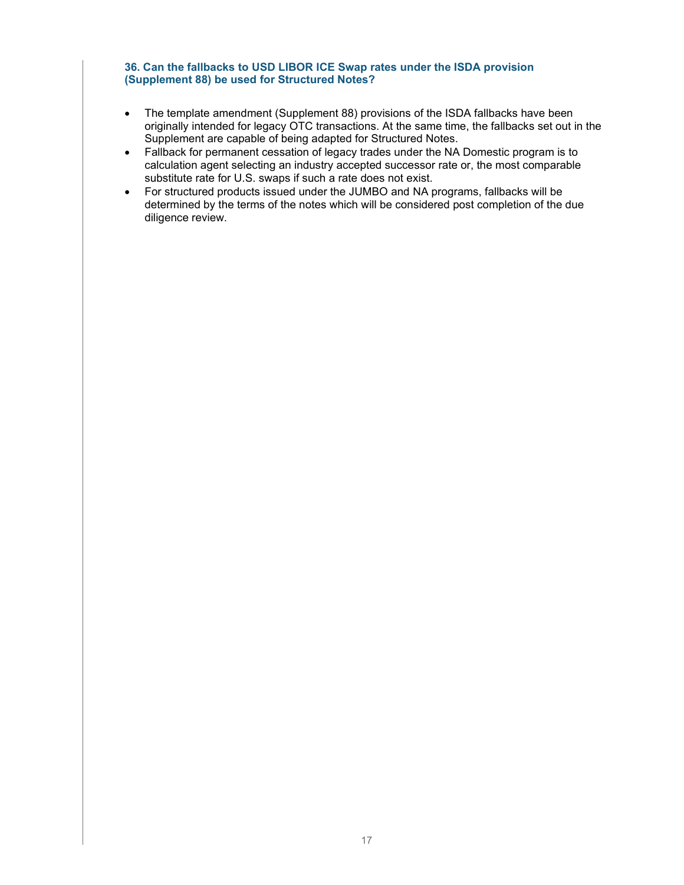### 36. Can the fallbacks to USD LIBOR ICE Swap rates under the ISDA provision (Supplement 88) be used for Structured Notes?

- The template amendment (Supplement 88) provisions of the ISDA fallbacks have been originally intended for legacy OTC transactions. At the same time, the fallbacks set out in the Supplement are capable of being adapted for Structured Notes.
- Fallback for permanent cessation of legacy trades under the NA Domestic program is to calculation agent selecting an industry accepted successor rate or, the most comparable substitute rate for U.S. swaps if such a rate does not exist.
- For structured products issued under the JUMBO and NA programs, fallbacks will be determined by the terms of the notes which will be considered post completion of the due diligence review.